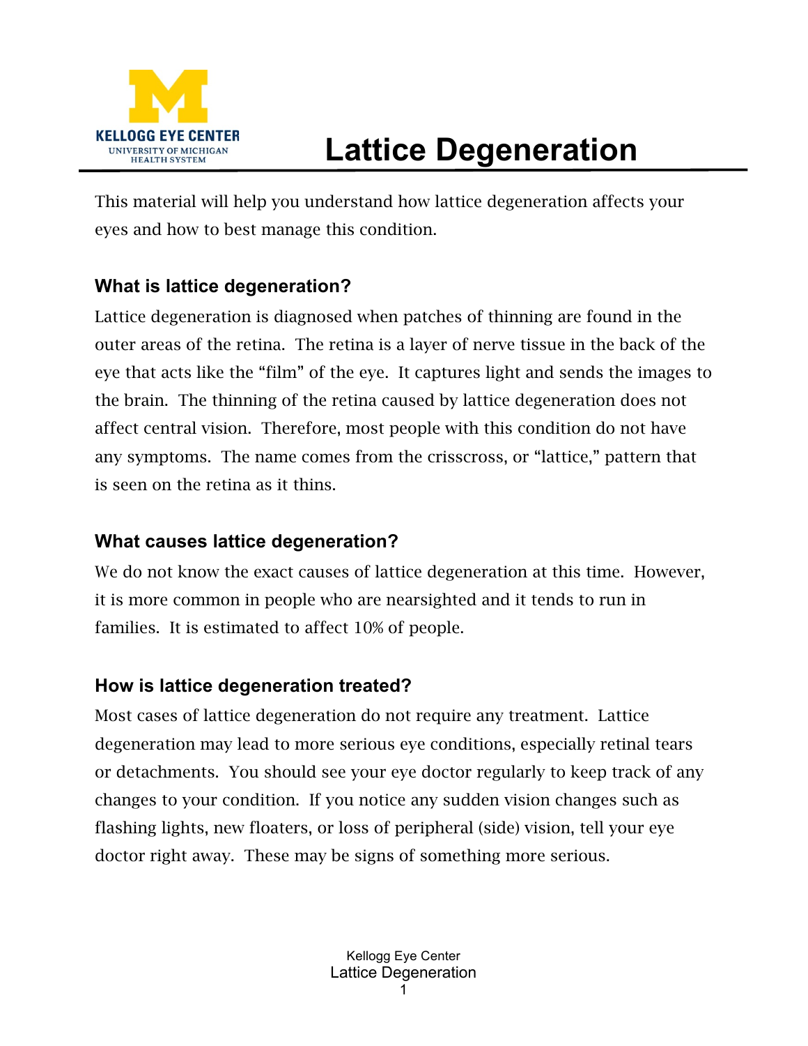# Lattice Degeneration

This material will help you understand how lattice degeneration affects your eyes and how to best manage this condition.

## What is lattice degeneration?

Lattice degeneration is diagnosed when patches of thinning are found in the outer areas of the retina. The retina is a layer of nerve tissue in the back of the eye that acts like the "film" of the eye. It captures light and sends the images to the brain. The thinning of the retina caused by lattice degeneration does not affect central vision. Therefore, most people with this condition do not have any symptoms. The name comes from the crisscross, or "lattice," pattern that is seen on the retina as it thins.

## What causes lattice degeneration?

We do not know the exact causes of lattice degeneration at this time. However, it is more common in people who are nearsighted and it tends to run in families. It is estimated to affect 10% of people.

## How is lattice degeneration treated?

Most cases of lattice degeneration do not require any treatment. Lattice degeneration may lead to more serious eye conditions, especially retinal tears or detachments. You should see your eye doctor regularly to keep track of any changes to your condition. If you notice any sudden vision changes such as flashing lights, new floaters, or loss of peripheral (side) vision, tell your eye doctor right away. These may be signs of something more serious.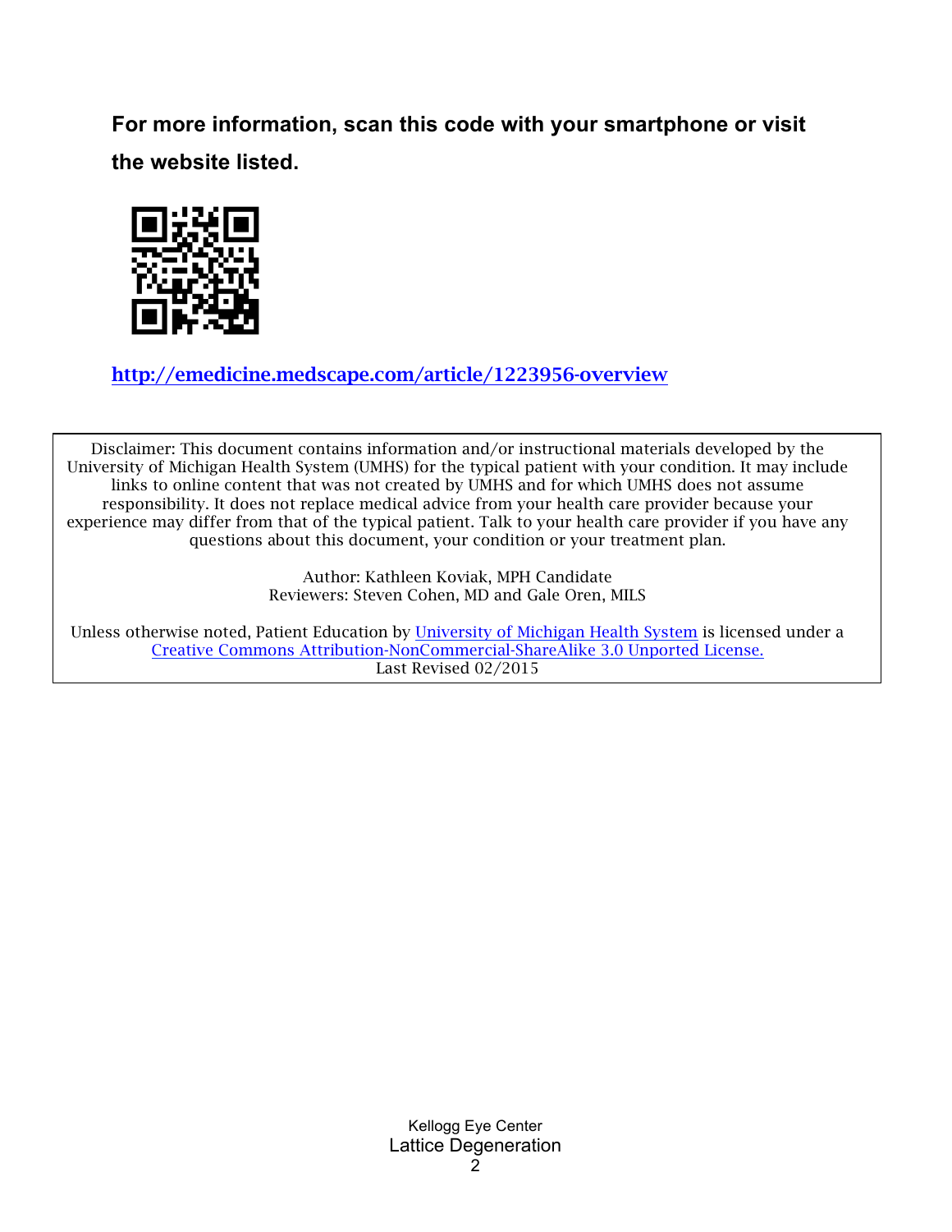**For more information, scan this code with your smartphone or visit the website listed.**

[http://emedicine.medscape.com/article/1223956-overview](http://emedicine.medscape.com/article/1223956-overview)

Disclaimer: This document contains information and/or instructional materials developed by the University of Michigan Health System (UMHS) for the typical patient with your condition. It may include links to online content that was not created by UMHS and for which UMHS does not assume responsibility. It does not replace medical advice from your health care provider because your experience may differ from that of the typical patient. Talk to your health care provider if you have any questions about this document, your condition or your treatment plan.

Author: Kathleen Koviak, MPH Candidate
Reviewers: Steven Cohen, MD and Gale Oren, MILS

Unless otherwise noted, Patient Education by University of Michigan Health System is licensed under a Creative Commons Attribution-NonCommercial-ShareAlike 3.0 Unported License.
Last Revised 02/2015